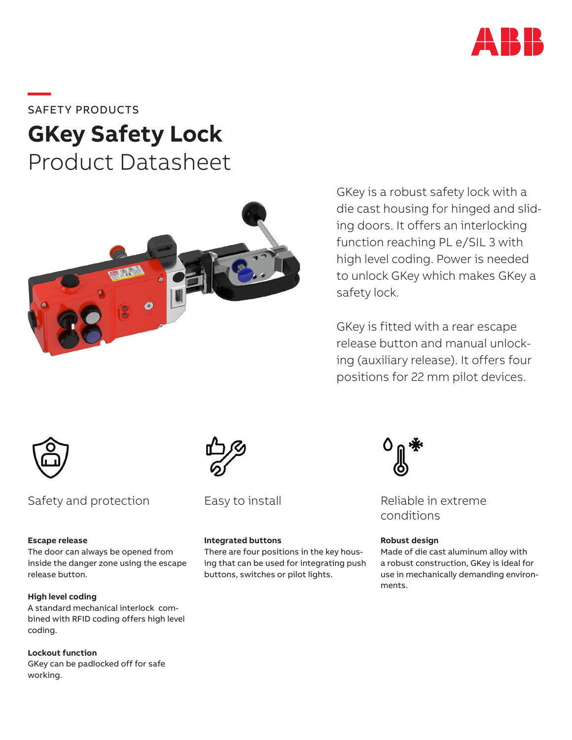SAFETY PRODUCTS

# GKey Safety Lock
Product Datasheet

GKey is a robust safety lock with a die cast housing for hinged and sliding doors. It offers an interlocking function reaching PL e/SIL 3 with high level coding. Power is needed to unlock GKey which makes GKey a safety lock.

GKey is fitted with a rear escape release button and manual unlocking (auxiliary release). It offers four positions for 22 mm pilot devices.

## Safety and protection

**Escape release**
The door can always be opened from inside the danger zone using the escape release button.

**High level coding**
A standard mechanical interlock combined with RFID coding offers high level coding.

**Lockout function**
GKey can be padlocked off for safe working.

## Easy to install

**Integrated buttons**
There are four positions in the key housing that can be used for integrating push buttons, switches or pilot lights.

## Reliable in extreme conditions

**Robust design**
Made of die cast aluminum alloy with a robust construction, GKey is ideal for use in mechanically demanding environments.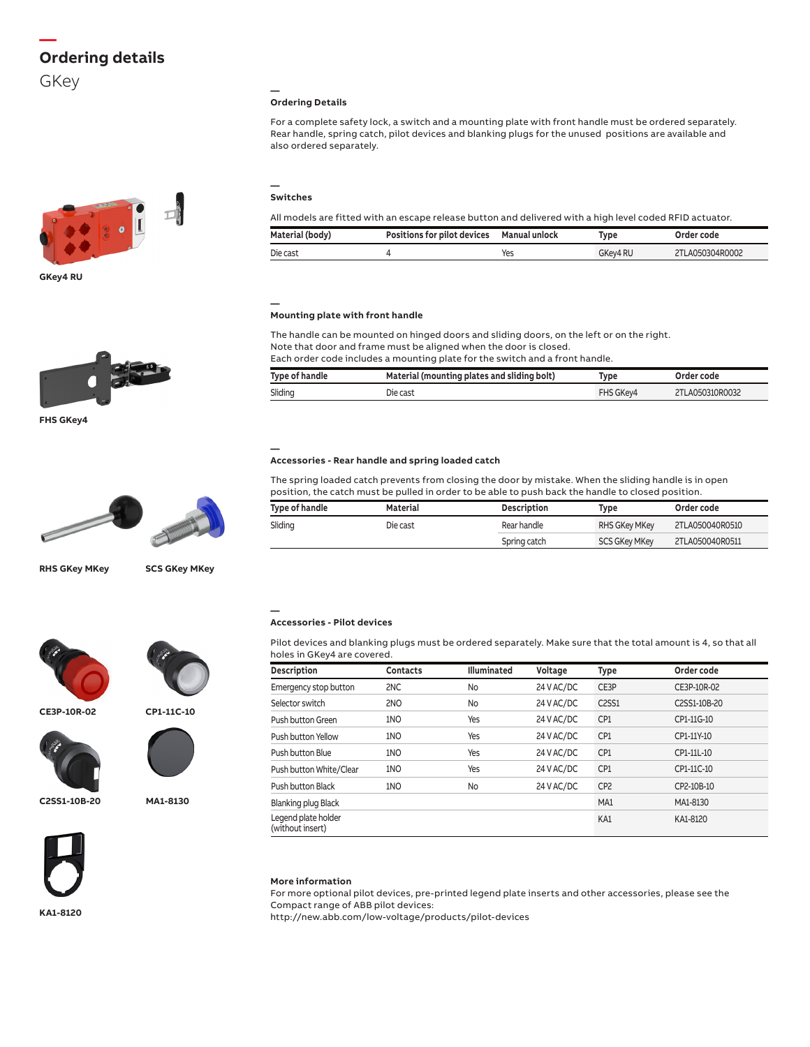# Ordering details

## GKey

### Ordering Details

For a complete safety lock, a switch and a mounting plate with front handle must be ordered separately. Rear handle, spring catch, pilot devices and blanking plugs for the unused positions are available and also ordered separately.

### Switches

All models are fitted with an escape release button and delivered with a high level coded RFID actuator.

| Material (body) | Positions for pilot devices | Manual unlock | Type | Order code |
|---|---|---|---|---|
| Die cast | 4 | Yes | GKey4 RU | 2TLA050304R0002 |

GKey4 RU

### Mounting plate with front handle

The handle can be mounted on hinged doors and sliding doors, on the left or on the right.
Note that door and frame must be aligned when the door is closed.
Each order code includes a mounting plate for the switch and a front handle.

| Type of handle | Material (mounting plates and sliding bolt) | Type | Order code |
|---|---|---|---|
| Sliding | Die cast | FHS GKey4 | 2TLA050310R0032 |

FHS GKey4

### Accessories - Rear handle and spring loaded catch

The spring loaded catch prevents from closing the door by mistake. When the sliding handle is in open position, the catch must be pulled in order to be able to push back the handle to closed position.

| Type of handle | Material | Description | Type | Order code |
|---|---|---|---|---|
| Sliding | Die cast | Rear handle | RHS GKey MKey | 2TLA050040R0510 |
| | | Spring catch | SCS GKey MKey | 2TLA050040R0511 |

RHS GKey MKey SCS GKey MKey

### Accessories - Pilot devices

Pilot devices and blanking plugs must be ordered separately. Make sure that the total amount is 4, so that all holes in GKey4 are covered.

| Description | Contacts | Illuminated | Voltage | Type | Order code |
|---|---|---|---|---|---|
| Emergency stop button | 2NC | No | 24 V AC/DC | CE3P | CE3P-10R-02 |
| Selector switch | 2NO | No | 24 V AC/DC | C2SS1 | C2SS1-10B-20 |
| Push button Green | 1NO | Yes | 24 V AC/DC | CP1 | CP1-11G-10 |
| Push button Yellow | 1NO | Yes | 24 V AC/DC | CP1 | CP1-11Y-10 |
| Push button Blue | 1NO | Yes | 24 V AC/DC | CP1 | CP1-11L-10 |
| Push button White/Clear | 1NO | Yes | 24 V AC/DC | CP1 | CP1-11C-10 |
| Push button Black | 1NO | No | 24 V AC/DC | CP2 | CP2-10B-10 |
| Blanking plug Black | | | | MA1 | MA1-8130 |
| Legend plate holder (without insert) | | | | KA1 | KA1-8120 |

CE3P-10R-02 CP1-11C-10

C2SS1-10B-20 MA1-8130

KA1-8120

**More information**
For more optional pilot devices, pre-printed legend plate inserts and other accessories, please see the Compact range of ABB pilot devices:
http://new.abb.com/low-voltage/products/pilot-devices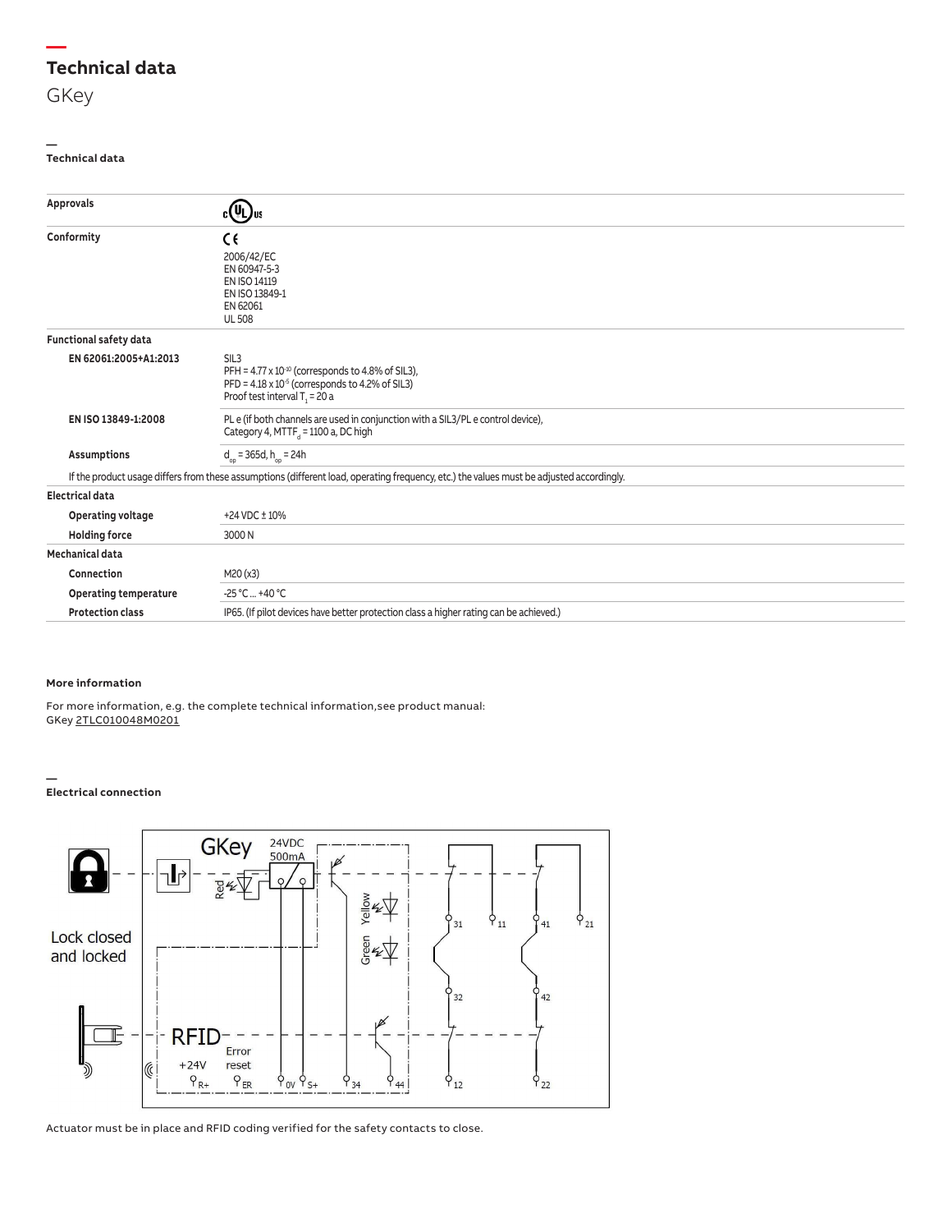# Technical data

GKey

## Technical data

| | |
|---|---|
| **Approvals** | cULus |
| **Conformity** | CE<br>2006/42/EC<br>EN 60947-5-3<br>EN ISO 14119<br>EN ISO 13849-1<br>EN 62061<br>UL 508 |
| **Functional safety data** | |
| **EN 62061:2005+A1:2013** | SIL3<br>PFH = $4.77 \times 10^{-10}$ (corresponds to 4.8% of SIL3),<br>PFD = $4.18 \times 10^{-5}$ (corresponds to 4.2% of SIL3)<br>Proof test interval $T_1$ = 20 a |
| **EN ISO 13849-1:2008** | PL e (if both channels are used in conjunction with a SIL3/PL e control device),<br>Category 4, $MTTF_d$ = 1100 a, DC high |
| **Assumptions** | $d_{op}$ = 365d, $h_{op}$ = 24h |
| If the product usage differs from these assumptions (different load, operating frequency, etc.) the values must be adjusted accordingly. | |
| **Electrical data** | |
| **Operating voltage** | +24 VDC ± 10% |
| **Holding force** | 3000 N |
| **Mechanical data** | |
| **Connection** | M20 (x3) |
| **Operating temperature** | -25 °C ... +40 °C |
| **Protection class** | IP65. (If pilot devices have better protection class a higher rating can be achieved.) |

### More information

For more information, e.g. the complete technical information,see product manual:
GKey 2TLC010048M0201

## Electrical connection

Lock closed and locked

GKey 24VDC 500mA

Red, Yellow, Green

RFID

+24V, Error reset

R+, ER, 0V, S+, 34, 44, 31, 11, 41, 21, 32, 42, 12, 22

Actuator must be in place and RFID coding verified for the safety contacts to close.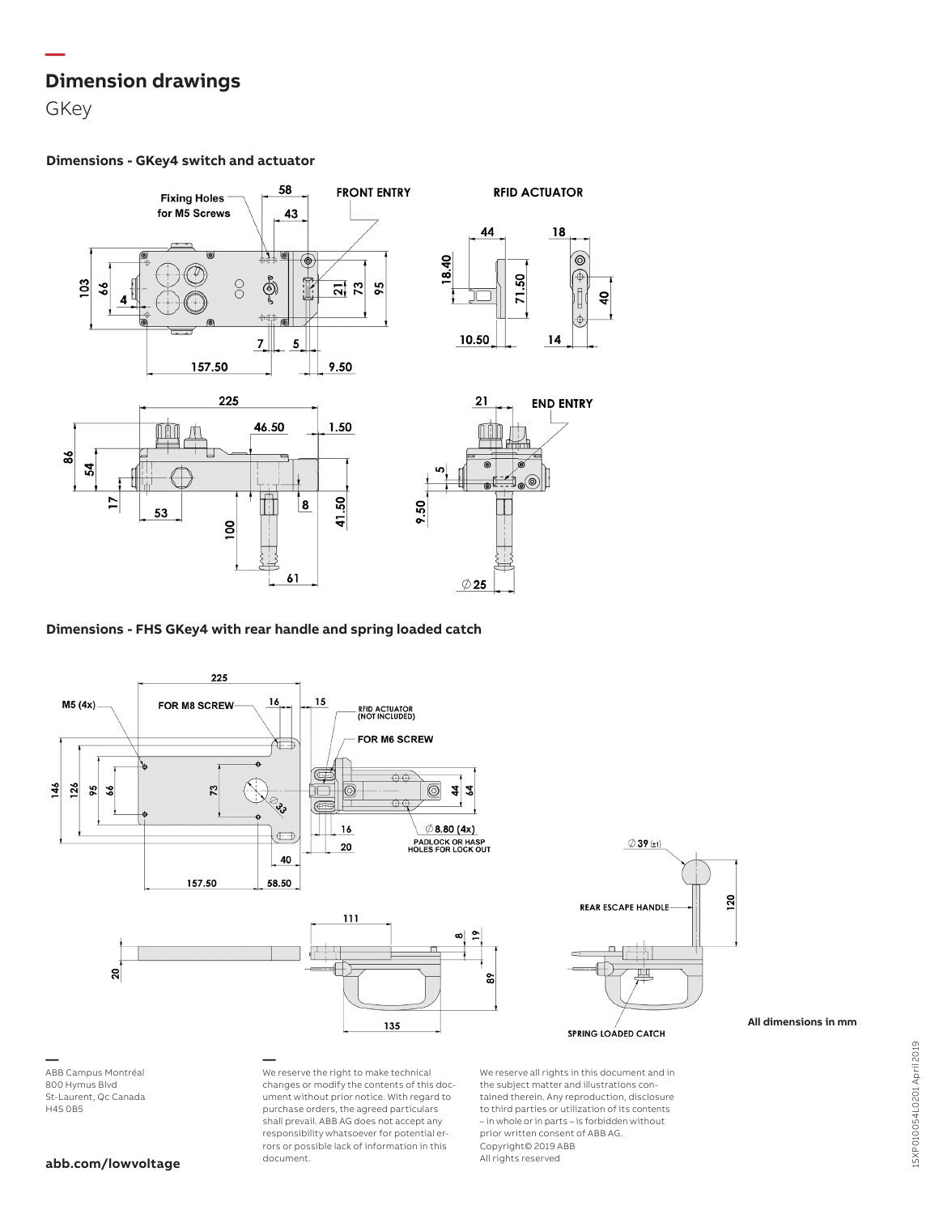# Dimension drawings

GKey

### Dimensions - GKey4 switch and actuator

Fixing Holes for M5 Screws

58

43

FRONT ENTRY

RFID ACTUATOR

103

66

4

21

73

95

7

5

157.50

9.50

44

18.40

71.50

10.50

18

40

14

225

46.50

1.50

86

54

17

53

8

41.50

100

61

21

END ENTRY

5

9.50

∅25

### Dimensions - FHS GKey4 with rear handle and spring loaded catch

225

M5 (4x)

FOR M8 SCREW

16

15

RFID ACTUATOR (NOT INCLUDED)

FOR M6 SCREW

146

126

95

66

73

∅33

44

64

16

20

∅8.80 (4x)

PADLOCK OR HASP HOLES FOR LOCK OUT

40

157.50

58.50

∅39 (±1)

REAR ESCAPE HANDLE

120

111

8

19

20

89

135

SPRING LOADED CATCH

**All dimensions in mm**

---

ABB Campus Montréal
800 Hymus Blvd
St-Laurent, Qc Canada
H4S 0B5

**abb.com/lowvoltage**

We reserve the right to make technical changes or modify the contents of this document without prior notice. With regard to purchase orders, the agreed particulars shall prevail. ABB AG does not accept any responsibility whatsoever for potential errors or possible lack of information in this document.

We reserve all rights in this document and in the subject matter and illustrations contained therein. Any reproduction, disclosure to third parties or utilization of its contents – in whole or in parts – is forbidden without prior written consent of ABB AG.
Copyright© 2019 ABB
All rights reserved

1SXP010054L0201 April 2019